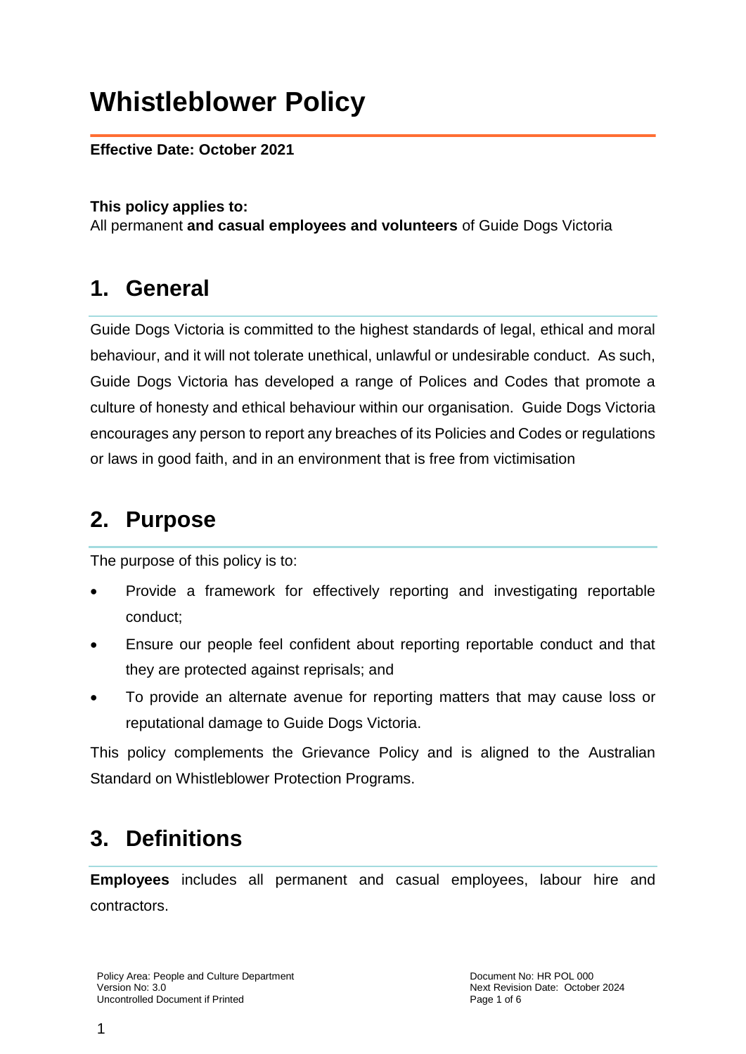# Whistleblower Policy

**Effective Date: October 2021**

**This policy applies to:**
All permanent **and casual employees and volunteers** of Guide Dogs Victoria

## 1. General

Guide Dogs Victoria is committed to the highest standards of legal, ethical and moral behaviour, and it will not tolerate unethical, unlawful or undesirable conduct. As such, Guide Dogs Victoria has developed a range of Polices and Codes that promote a culture of honesty and ethical behaviour within our organisation. Guide Dogs Victoria encourages any person to report any breaches of its Policies and Codes or regulations or laws in good faith, and in an environment that is free from victimisation

## 2. Purpose

The purpose of this policy is to:

- Provide a framework for effectively reporting and investigating reportable conduct;
- Ensure our people feel confident about reporting reportable conduct and that they are protected against reprisals; and
- To provide an alternate avenue for reporting matters that may cause loss or reputational damage to Guide Dogs Victoria.

This policy complements the Grievance Policy and is aligned to the Australian Standard on Whistleblower Protection Programs.

## 3. Definitions

**Employees** includes all permanent and casual employees, labour hire and contractors.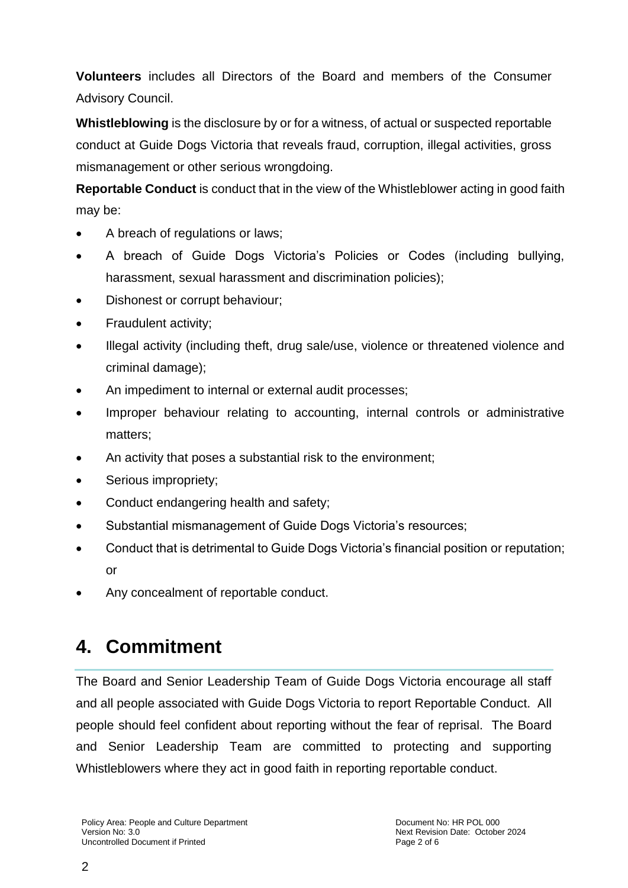**Volunteers** includes all Directors of the Board and members of the Consumer Advisory Council.

**Whistleblowing** is the disclosure by or for a witness, of actual or suspected reportable conduct at Guide Dogs Victoria that reveals fraud, corruption, illegal activities, gross mismanagement or other serious wrongdoing.

**Reportable Conduct** is conduct that in the view of the Whistleblower acting in good faith may be:

- A breach of regulations or laws;
- A breach of Guide Dogs Victoria's Policies or Codes (including bullying, harassment, sexual harassment and discrimination policies);
- Dishonest or corrupt behaviour;
- Fraudulent activity;
- Illegal activity (including theft, drug sale/use, violence or threatened violence and criminal damage);
- An impediment to internal or external audit processes;
- Improper behaviour relating to accounting, internal controls or administrative matters;
- An activity that poses a substantial risk to the environment;
- Serious impropriety;
- Conduct endangering health and safety;
- Substantial mismanagement of Guide Dogs Victoria's resources;
- Conduct that is detrimental to Guide Dogs Victoria's financial position or reputation; or
- Any concealment of reportable conduct.

## 4. Commitment

The Board and Senior Leadership Team of Guide Dogs Victoria encourage all staff and all people associated with Guide Dogs Victoria to report Reportable Conduct. All people should feel confident about reporting without the fear of reprisal. The Board and Senior Leadership Team are committed to protecting and supporting Whistleblowers where they act in good faith in reporting reportable conduct.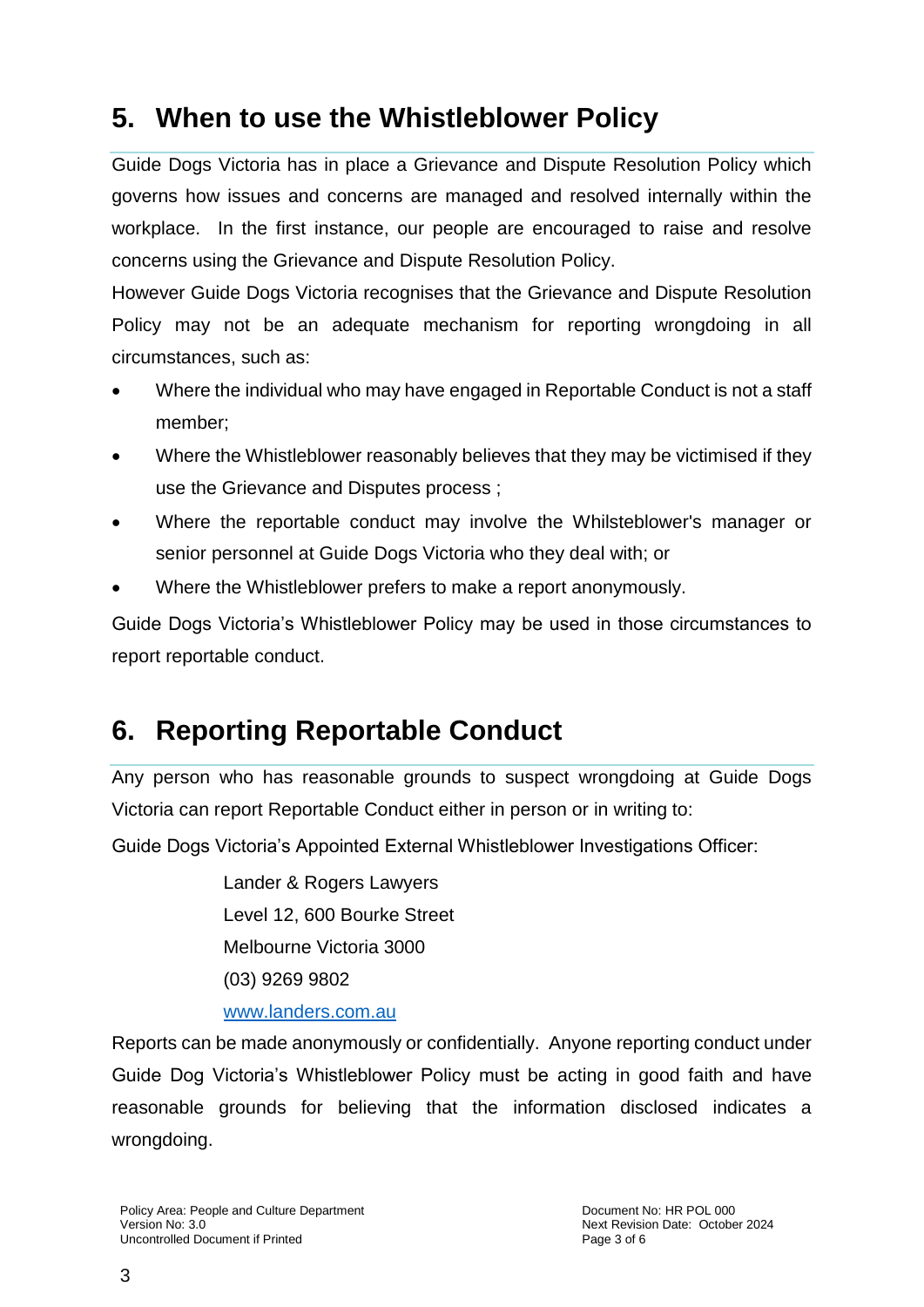## 5. When to use the Whistleblower Policy

Guide Dogs Victoria has in place a Grievance and Dispute Resolution Policy which governs how issues and concerns are managed and resolved internally within the workplace. In the first instance, our people are encouraged to raise and resolve concerns using the Grievance and Dispute Resolution Policy.

However Guide Dogs Victoria recognises that the Grievance and Dispute Resolution Policy may not be an adequate mechanism for reporting wrongdoing in all circumstances, such as:

- Where the individual who may have engaged in Reportable Conduct is not a staff member;
- Where the Whistleblower reasonably believes that they may be victimised if they use the Grievance and Disputes process ;
- Where the reportable conduct may involve the Whilsteblower's manager or senior personnel at Guide Dogs Victoria who they deal with; or
- Where the Whistleblower prefers to make a report anonymously.

Guide Dogs Victoria's Whistleblower Policy may be used in those circumstances to report reportable conduct.

## 6. Reporting Reportable Conduct

Any person who has reasonable grounds to suspect wrongdoing at Guide Dogs Victoria can report Reportable Conduct either in person or in writing to:

Guide Dogs Victoria's Appointed External Whistleblower Investigations Officer:

Lander & Rogers Lawyers
Level 12, 600 Bourke Street
Melbourne Victoria 3000
(03) 9269 9802
www.landers.com.au

Reports can be made anonymously or confidentially. Anyone reporting conduct under Guide Dog Victoria's Whistleblower Policy must be acting in good faith and have reasonable grounds for believing that the information disclosed indicates a wrongdoing.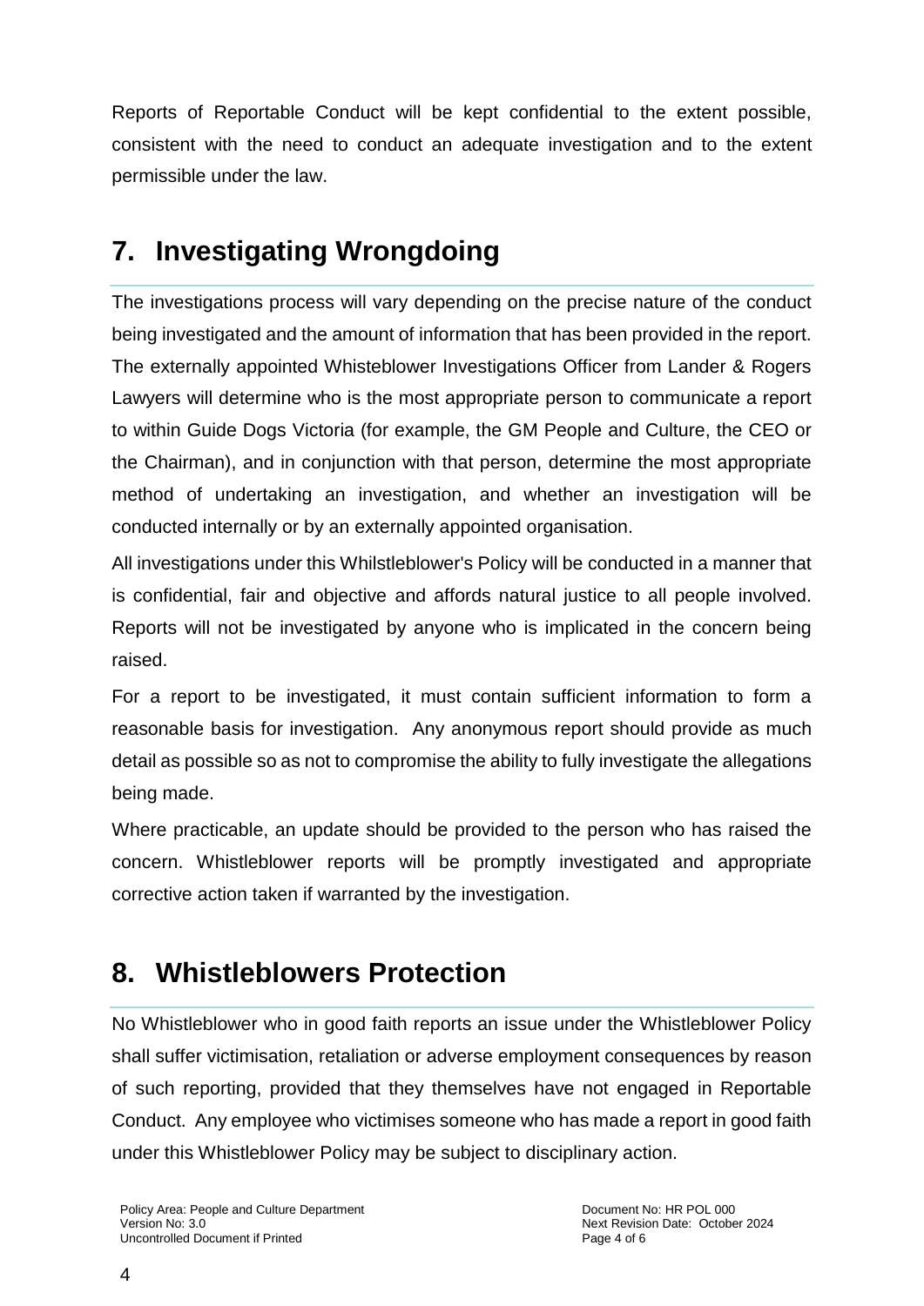Reports of Reportable Conduct will be kept confidential to the extent possible, consistent with the need to conduct an adequate investigation and to the extent permissible under the law.

## 7. Investigating Wrongdoing

The investigations process will vary depending on the precise nature of the conduct being investigated and the amount of information that has been provided in the report. The externally appointed Whisteblower Investigations Officer from Lander & Rogers Lawyers will determine who is the most appropriate person to communicate a report to within Guide Dogs Victoria (for example, the GM People and Culture, the CEO or the Chairman), and in conjunction with that person, determine the most appropriate method of undertaking an investigation, and whether an investigation will be conducted internally or by an externally appointed organisation.

All investigations under this Whilstleblower's Policy will be conducted in a manner that is confidential, fair and objective and affords natural justice to all people involved. Reports will not be investigated by anyone who is implicated in the concern being raised.

For a report to be investigated, it must contain sufficient information to form a reasonable basis for investigation. Any anonymous report should provide as much detail as possible so as not to compromise the ability to fully investigate the allegations being made.

Where practicable, an update should be provided to the person who has raised the concern. Whistleblower reports will be promptly investigated and appropriate corrective action taken if warranted by the investigation.

## 8. Whistleblowers Protection

No Whistleblower who in good faith reports an issue under the Whistleblower Policy shall suffer victimisation, retaliation or adverse employment consequences by reason of such reporting, provided that they themselves have not engaged in Reportable Conduct. Any employee who victimises someone who has made a report in good faith under this Whistleblower Policy may be subject to disciplinary action.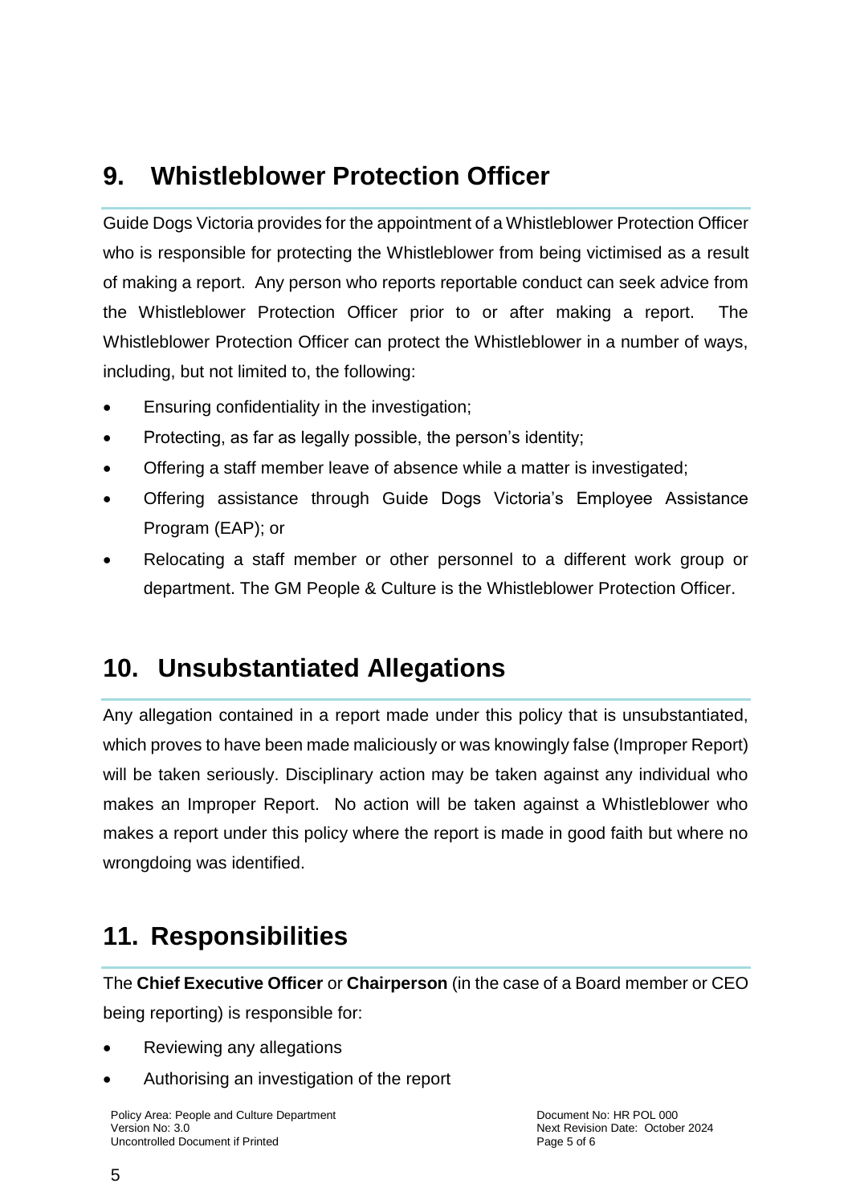## 9. Whistleblower Protection Officer

Guide Dogs Victoria provides for the appointment of a Whistleblower Protection Officer who is responsible for protecting the Whistleblower from being victimised as a result of making a report. Any person who reports reportable conduct can seek advice from the Whistleblower Protection Officer prior to or after making a report. The Whistleblower Protection Officer can protect the Whistleblower in a number of ways, including, but not limited to, the following:

- Ensuring confidentiality in the investigation;
- Protecting, as far as legally possible, the person's identity;
- Offering a staff member leave of absence while a matter is investigated;
- Offering assistance through Guide Dogs Victoria's Employee Assistance Program (EAP); or
- Relocating a staff member or other personnel to a different work group or department. The GM People & Culture is the Whistleblower Protection Officer.

## 10. Unsubstantiated Allegations

Any allegation contained in a report made under this policy that is unsubstantiated, which proves to have been made maliciously or was knowingly false (Improper Report) will be taken seriously. Disciplinary action may be taken against any individual who makes an Improper Report. No action will be taken against a Whistleblower who makes a report under this policy where the report is made in good faith but where no wrongdoing was identified.

## 11. Responsibilities

The **Chief Executive Officer** or **Chairperson** (in the case of a Board member or CEO being reporting) is responsible for:

- Reviewing any allegations
- Authorising an investigation of the report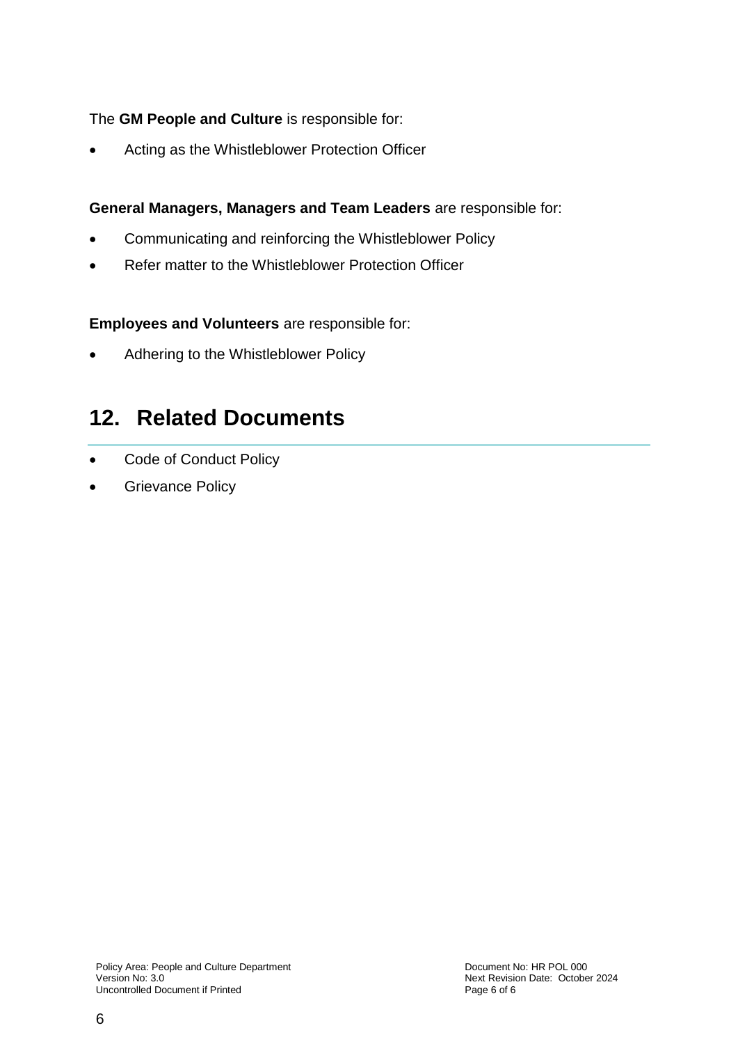The **GM People and Culture** is responsible for:

- Acting as the Whistleblower Protection Officer

**General Managers, Managers and Team Leaders** are responsible for:

- Communicating and reinforcing the Whistleblower Policy
- Refer matter to the Whistleblower Protection Officer

**Employees and Volunteers** are responsible for:

- Adhering to the Whistleblower Policy

## 12. Related Documents

- Code of Conduct Policy
- Grievance Policy